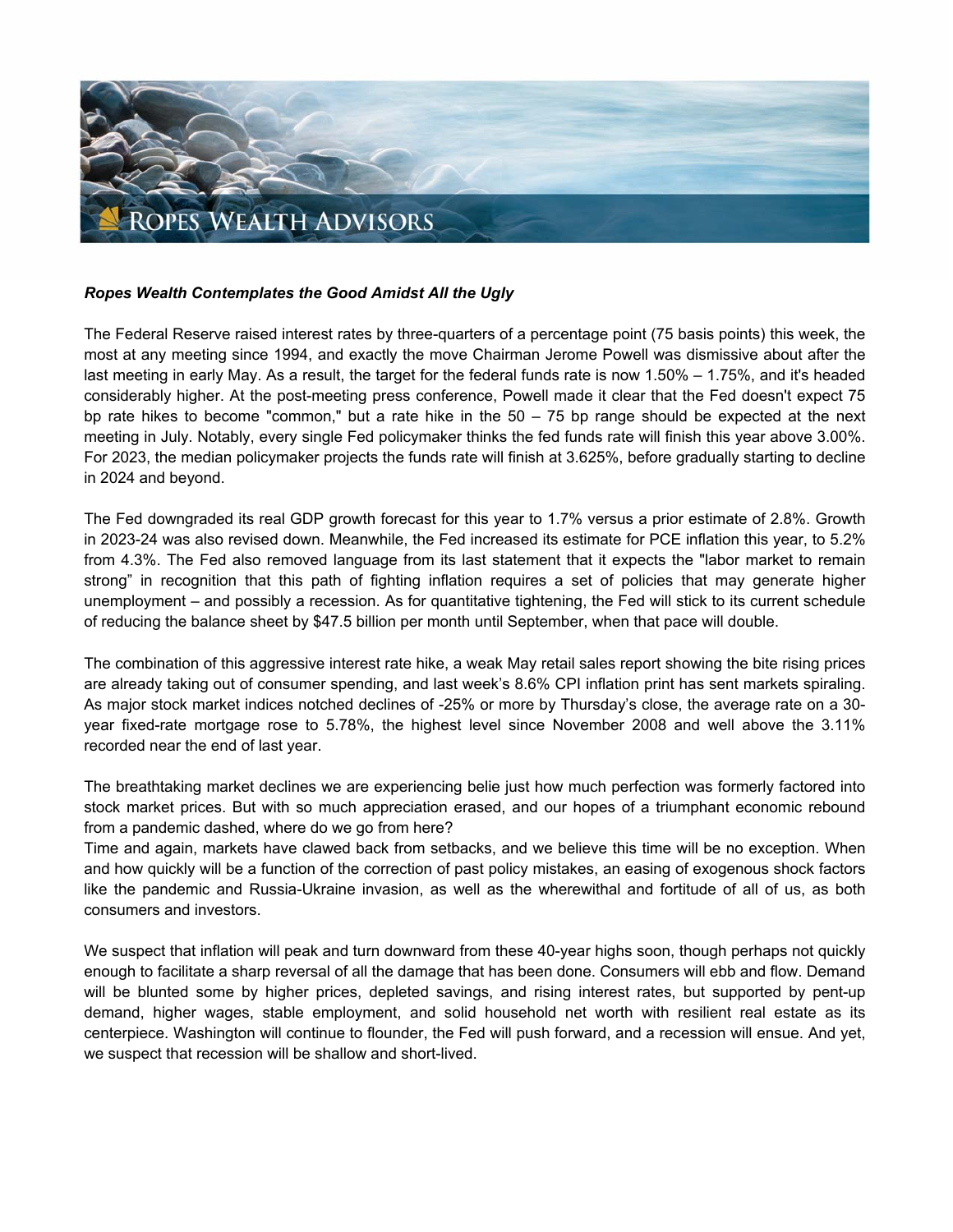# Ropes Wealth Advisors

***Ropes Wealth Contemplates the Good Amidst All the Ugly***

The Federal Reserve raised interest rates by three-quarters of a percentage point (75 basis points) this week, the most at any meeting since 1994, and exactly the move Chairman Jerome Powell was dismissive about after the last meeting in early May. As a result, the target for the federal funds rate is now 1.50% – 1.75%, and it's headed considerably higher. At the post-meeting press conference, Powell made it clear that the Fed doesn't expect 75 bp rate hikes to become "common," but a rate hike in the 50 – 75 bp range should be expected at the next meeting in July. Notably, every single Fed policymaker thinks the fed funds rate will finish this year above 3.00%. For 2023, the median policymaker projects the funds rate will finish at 3.625%, before gradually starting to decline in 2024 and beyond.

The Fed downgraded its real GDP growth forecast for this year to 1.7% versus a prior estimate of 2.8%. Growth in 2023-24 was also revised down. Meanwhile, the Fed increased its estimate for PCE inflation this year, to 5.2% from 4.3%. The Fed also removed language from its last statement that it expects the "labor market to remain strong" in recognition that this path of fighting inflation requires a set of policies that may generate higher unemployment – and possibly a recession. As for quantitative tightening, the Fed will stick to its current schedule of reducing the balance sheet by $47.5 billion per month until September, when that pace will double.

The combination of this aggressive interest rate hike, a weak May retail sales report showing the bite rising prices are already taking out of consumer spending, and last week's 8.6% CPI inflation print has sent markets spiraling. As major stock market indices notched declines of -25% or more by Thursday's close, the average rate on a 30-year fixed-rate mortgage rose to 5.78%, the highest level since November 2008 and well above the 3.11% recorded near the end of last year.

The breathtaking market declines we are experiencing belie just how much perfection was formerly factored into stock market prices. But with so much appreciation erased, and our hopes of a triumphant economic rebound from a pandemic dashed, where do we go from here?

Time and again, markets have clawed back from setbacks, and we believe this time will be no exception. When and how quickly will be a function of the correction of past policy mistakes, an easing of exogenous shock factors like the pandemic and Russia-Ukraine invasion, as well as the wherewithal and fortitude of all of us, as both consumers and investors.

We suspect that inflation will peak and turn downward from these 40-year highs soon, though perhaps not quickly enough to facilitate a sharp reversal of all the damage that has been done. Consumers will ebb and flow. Demand will be blunted some by higher prices, depleted savings, and rising interest rates, but supported by pent-up demand, higher wages, stable employment, and solid household net worth with resilient real estate as its centerpiece. Washington will continue to flounder, the Fed will push forward, and a recession will ensue. And yet, we suspect that recession will be shallow and short-lived.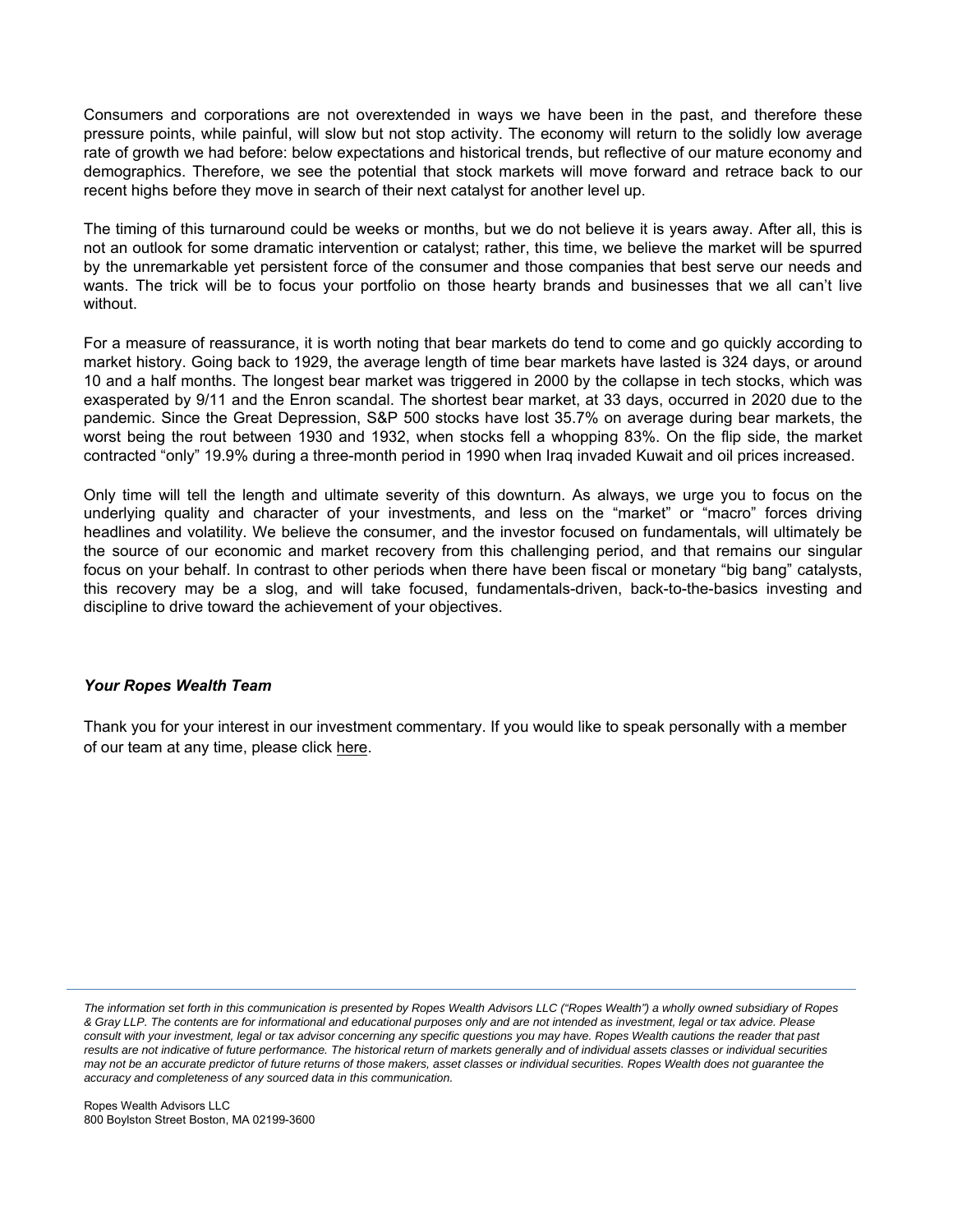Consumers and corporations are not overextended in ways we have been in the past, and therefore these pressure points, while painful, will slow but not stop activity. The economy will return to the solidly low average rate of growth we had before: below expectations and historical trends, but reflective of our mature economy and demographics. Therefore, we see the potential that stock markets will move forward and retrace back to our recent highs before they move in search of their next catalyst for another level up.

The timing of this turnaround could be weeks or months, but we do not believe it is years away. After all, this is not an outlook for some dramatic intervention or catalyst; rather, this time, we believe the market will be spurred by the unremarkable yet persistent force of the consumer and those companies that best serve our needs and wants. The trick will be to focus your portfolio on those hearty brands and businesses that we all can't live without.

For a measure of reassurance, it is worth noting that bear markets do tend to come and go quickly according to market history. Going back to 1929, the average length of time bear markets have lasted is 324 days, or around 10 and a half months. The longest bear market was triggered in 2000 by the collapse in tech stocks, which was exasperated by 9/11 and the Enron scandal. The shortest bear market, at 33 days, occurred in 2020 due to the pandemic. Since the Great Depression, S&P 500 stocks have lost 35.7% on average during bear markets, the worst being the rout between 1930 and 1932, when stocks fell a whopping 83%. On the flip side, the market contracted "only" 19.9% during a three-month period in 1990 when Iraq invaded Kuwait and oil prices increased.

Only time will tell the length and ultimate severity of this downturn. As always, we urge you to focus on the underlying quality and character of your investments, and less on the "market" or "macro" forces driving headlines and volatility. We believe the consumer, and the investor focused on fundamentals, will ultimately be the source of our economic and market recovery from this challenging period, and that remains our singular focus on your behalf. In contrast to other periods when there have been fiscal or monetary "big bang" catalysts, this recovery may be a slog, and will take focused, fundamentals-driven, back-to-the-basics investing and discipline to drive toward the achievement of your objectives.

***Your Ropes Wealth Team***

Thank you for your interest in our investment commentary. If you would like to speak personally with a member of our team at any time, please click here.

*The information set forth in this communication is presented by Ropes Wealth Advisors LLC ("Ropes Wealth") a wholly owned subsidiary of Ropes & Gray LLP. The contents are for informational and educational purposes only and are not intended as investment, legal or tax advice. Please consult with your investment, legal or tax advisor concerning any specific questions you may have. Ropes Wealth cautions the reader that past results are not indicative of future performance. The historical return of markets generally and of individual assets classes or individual securities may not be an accurate predictor of future returns of those makers, asset classes or individual securities. Ropes Wealth does not guarantee the accuracy and completeness of any sourced data in this communication.*

Ropes Wealth Advisors LLC
800 Boylston Street Boston, MA 02199-3600